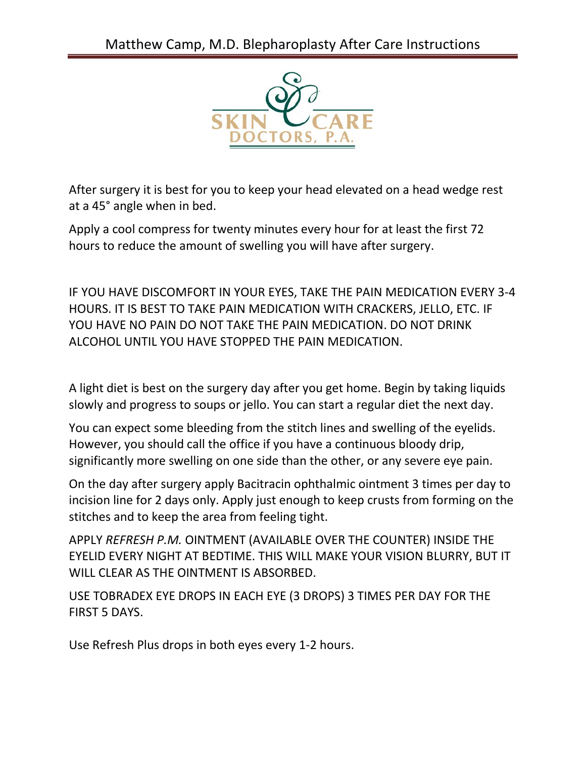# Matthew Camp, M.D. Blepharoplasty After Care Instructions

SKIN CARE DOCTORS, P.A.

After surgery it is best for you to keep your head elevated on a head wedge rest at a 45° angle when in bed.

Apply a cool compress for twenty minutes every hour for at least the first 72 hours to reduce the amount of swelling you will have after surgery.

IF YOU HAVE DISCOMFORT IN YOUR EYES, TAKE THE PAIN MEDICATION EVERY 3-4 HOURS. IT IS BEST TO TAKE PAIN MEDICATION WITH CRACKERS, JELLO, ETC. IF YOU HAVE NO PAIN DO NOT TAKE THE PAIN MEDICATION. DO NOT DRINK ALCOHOL UNTIL YOU HAVE STOPPED THE PAIN MEDICATION.

A light diet is best on the surgery day after you get home. Begin by taking liquids slowly and progress to soups or jello. You can start a regular diet the next day.

You can expect some bleeding from the stitch lines and swelling of the eyelids. However, you should call the office if you have a continuous bloody drip, significantly more swelling on one side than the other, or any severe eye pain.

On the day after surgery apply Bacitracin ophthalmic ointment 3 times per day to incision line for 2 days only. Apply just enough to keep crusts from forming on the stitches and to keep the area from feeling tight.

APPLY *REFRESH P.M.* OINTMENT (AVAILABLE OVER THE COUNTER) INSIDE THE EYELID EVERY NIGHT AT BEDTIME. THIS WILL MAKE YOUR VISION BLURRY, BUT IT WILL CLEAR AS THE OINTMENT IS ABSORBED.

USE TOBRADEX EYE DROPS IN EACH EYE (3 DROPS) 3 TIMES PER DAY FOR THE FIRST 5 DAYS.

Use Refresh Plus drops in both eyes every 1-2 hours.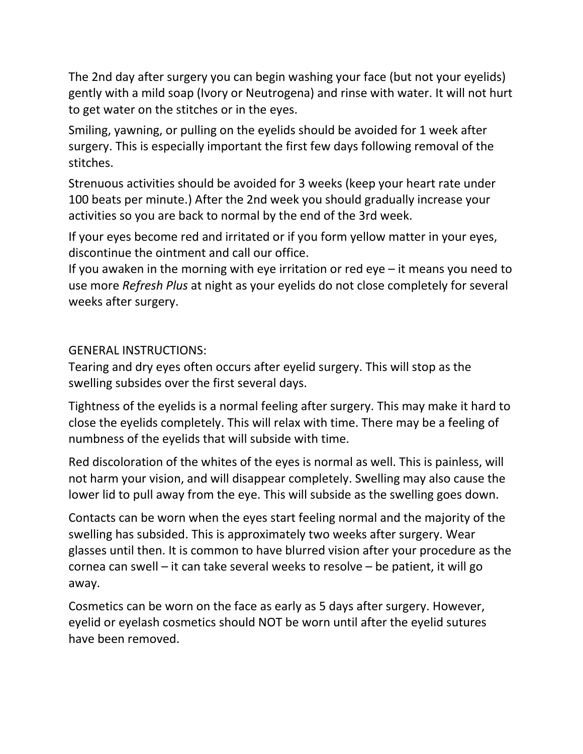The 2nd day after surgery you can begin washing your face (but not your eyelids) gently with a mild soap (Ivory or Neutrogena) and rinse with water. It will not hurt to get water on the stitches or in the eyes.

Smiling, yawning, or pulling on the eyelids should be avoided for 1 week after surgery. This is especially important the first few days following removal of the stitches.

Strenuous activities should be avoided for 3 weeks (keep your heart rate under 100 beats per minute.) After the 2nd week you should gradually increase your activities so you are back to normal by the end of the 3rd week.

If your eyes become red and irritated or if you form yellow matter in your eyes, discontinue the ointment and call our office.
If you awaken in the morning with eye irritation or red eye – it means you need to use more *Refresh Plus* at night as your eyelids do not close completely for several weeks after surgery.

GENERAL INSTRUCTIONS:
Tearing and dry eyes often occurs after eyelid surgery. This will stop as the swelling subsides over the first several days.

Tightness of the eyelids is a normal feeling after surgery. This may make it hard to close the eyelids completely. This will relax with time. There may be a feeling of numbness of the eyelids that will subside with time.

Red discoloration of the whites of the eyes is normal as well. This is painless, will not harm your vision, and will disappear completely. Swelling may also cause the lower lid to pull away from the eye. This will subside as the swelling goes down.

Contacts can be worn when the eyes start feeling normal and the majority of the swelling has subsided. This is approximately two weeks after surgery. Wear glasses until then. It is common to have blurred vision after your procedure as the cornea can swell – it can take several weeks to resolve – be patient, it will go away.

Cosmetics can be worn on the face as early as 5 days after surgery. However, eyelid or eyelash cosmetics should NOT be worn until after the eyelid sutures have been removed.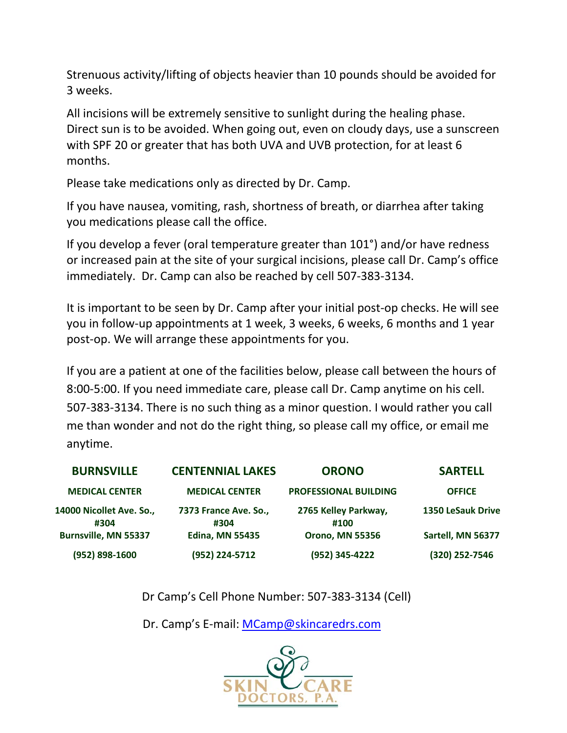Strenuous activity/lifting of objects heavier than 10 pounds should be avoided for 3 weeks.

All incisions will be extremely sensitive to sunlight during the healing phase. Direct sun is to be avoided. When going out, even on cloudy days, use a sunscreen with SPF 20 or greater that has both UVA and UVB protection, for at least 6 months.

Please take medications only as directed by Dr. Camp.

If you have nausea, vomiting, rash, shortness of breath, or diarrhea after taking you medications please call the office.

If you develop a fever (oral temperature greater than 101°) and/or have redness or increased pain at the site of your surgical incisions, please call Dr. Camp's office immediately. Dr. Camp can also be reached by cell 507-383-3134.

It is important to be seen by Dr. Camp after your initial post-op checks. He will see you in follow-up appointments at 1 week, 3 weeks, 6 weeks, 6 months and 1 year post-op. We will arrange these appointments for you.

If you are a patient at one of the facilities below, please call between the hours of 8:00-5:00. If you need immediate care, please call Dr. Camp anytime on his cell. 507-383-3134. There is no such thing as a minor question. I would rather you call me than wonder and not do the right thing, so please call my office, or email me anytime.

| BURNSVILLE | CENTENNIAL LAKES | ORONO | SARTELL |
|---|---|---|---|
| MEDICAL CENTER | MEDICAL CENTER | PROFESSIONAL BUILDING | OFFICE |
| 14000 Nicollet Ave. So., #304<br>Burnsville, MN 55337 | 7373 France Ave. So., #304<br>Edina, MN 55435 | 2765 Kelley Parkway, #100<br>Orono, MN 55356 | 1350 LeSauk Drive<br>Sartell, MN 56377 |
| (952) 898-1600 | (952) 224-5712 | (952) 345-4222 | (320) 252-7546 |

Dr Camp's Cell Phone Number: 507-383-3134 (Cell)

Dr. Camp's E-mail: MCamp@skincaredrs.com

SKIN CARE DOCTORS, P.A.